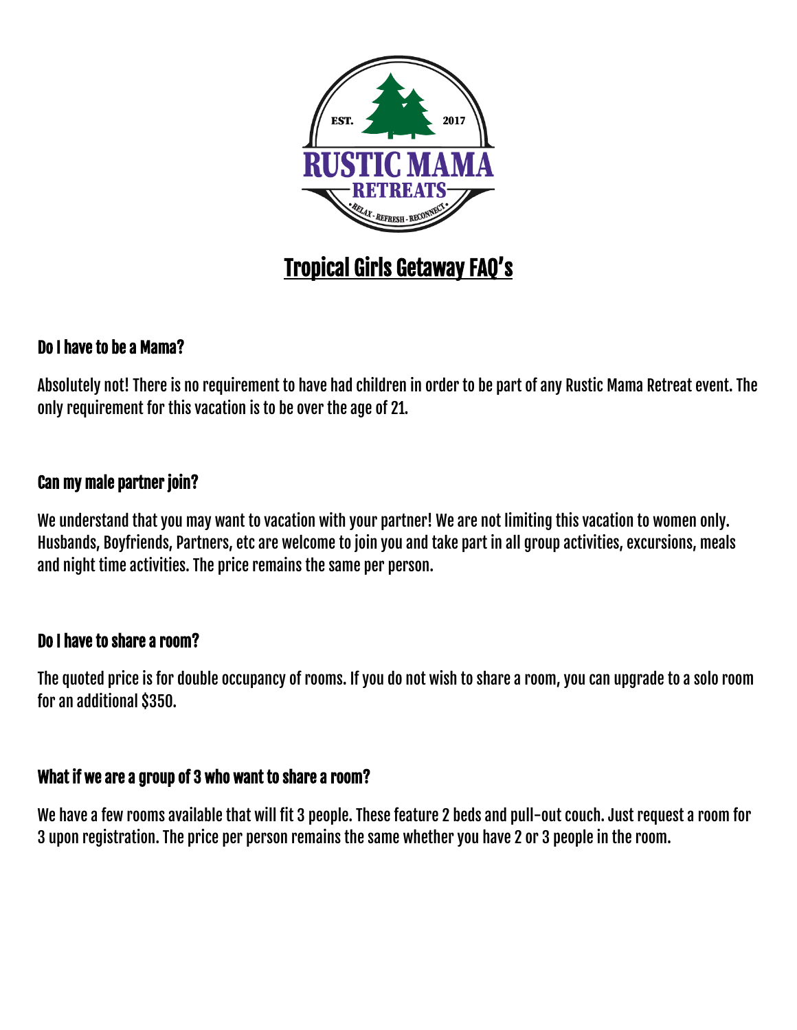# Tropical Girls Getaway FAQ's

### Do I have to be a Mama?

Absolutely not! There is no requirement to have had children in order to be part of any Rustic Mama Retreat event. The only requirement for this vacation is to be over the age of 21.

### Can my male partner join?

We understand that you may want to vacation with your partner! We are not limiting this vacation to women only. Husbands, Boyfriends, Partners, etc are welcome to join you and take part in all group activities, excursions, meals and night time activities. The price remains the same per person.

### Do I have to share a room?

The quoted price is for double occupancy of rooms. If you do not wish to share a room, you can upgrade to a solo room for an additional $350.

### What if we are a group of 3 who want to share a room?

We have a few rooms available that will fit 3 people. These feature 2 beds and pull-out couch. Just request a room for 3 upon registration. The price per person remains the same whether you have 2 or 3 people in the room.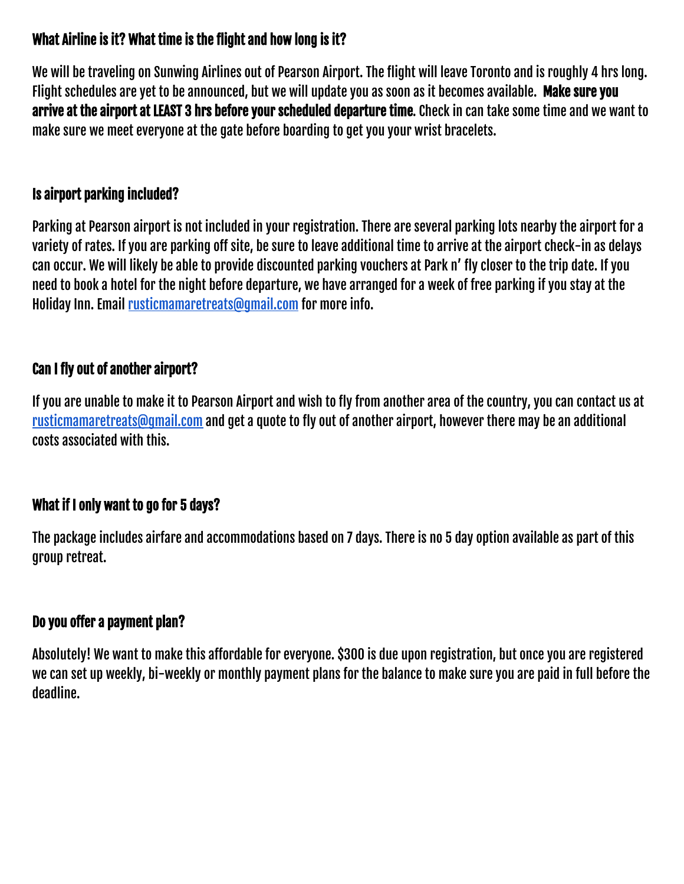### What Airline is it? What time is the flight and how long is it?

We will be traveling on Sunwing Airlines out of Pearson Airport. The flight will leave Toronto and is roughly 4 hrs long. Flight schedules are yet to be announced, but we will update you as soon as it becomes available. **Make sure you arrive at the airport at LEAST 3 hrs before your scheduled departure time.** Check in can take some time and we want to make sure we meet everyone at the gate before boarding to get you your wrist bracelets.

### Is airport parking included?

Parking at Pearson airport is not included in your registration. There are several parking lots nearby the airport for a variety of rates. If you are parking off site, be sure to leave additional time to arrive at the airport check-in as delays can occur. We will likely be able to provide discounted parking vouchers at Park n' fly closer to the trip date. If you need to book a hotel for the night before departure, we have arranged for a week of free parking if you stay at the Holiday Inn. Email rusticmamaretreats@gmail.com for more info.

### Can I fly out of another airport?

If you are unable to make it to Pearson Airport and wish to fly from another area of the country, you can contact us at rusticmamaretreats@gmail.com and get a quote to fly out of another airport, however there may be an additional costs associated with this.

### What if I only want to go for 5 days?

The package includes airfare and accommodations based on 7 days. There is no 5 day option available as part of this group retreat.

### Do you offer a payment plan?

Absolutely! We want to make this affordable for everyone. $300 is due upon registration, but once you are registered we can set up weekly, bi-weekly or monthly payment plans for the balance to make sure you are paid in full before the deadline.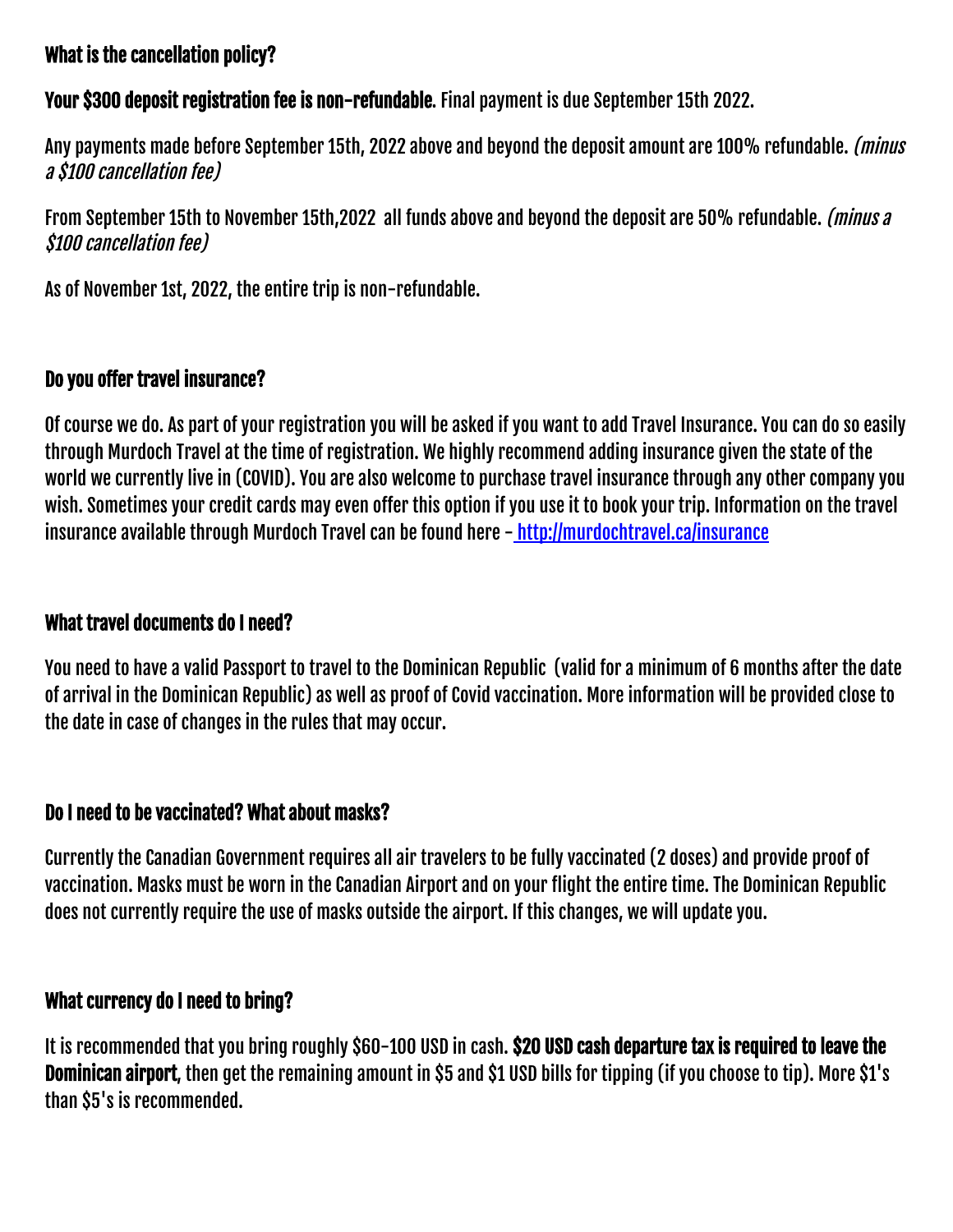### What is the cancellation policy?

**Your $300 deposit registration fee is non-refundable**. Final payment is due September 15th 2022.

Any payments made before September 15th, 2022 above and beyond the deposit amount are 100% refundable. *(minus a $100 cancellation fee)*

From September 15th to November 15th,2022 all funds above and beyond the deposit are 50% refundable. *(minus a $100 cancellation fee)*

As of November 1st, 2022, the entire trip is non-refundable.

### Do you offer travel insurance?

Of course we do. As part of your registration you will be asked if you want to add Travel Insurance. You can do so easily through Murdoch Travel at the time of registration. We highly recommend adding insurance given the state of the world we currently live in (COVID). You are also welcome to purchase travel insurance through any other company you wish. Sometimes your credit cards may even offer this option if you use it to book your trip. Information on the travel insurance available through Murdoch Travel can be found here - [http://murdochtravel.ca/insurance](http://murdochtravel.ca/insurance)

### What travel documents do I need?

You need to have a valid Passport to travel to the Dominican Republic (valid for a minimum of 6 months after the date of arrival in the Dominican Republic) as well as proof of Covid vaccination. More information will be provided close to the date in case of changes in the rules that may occur.

### Do I need to be vaccinated? What about masks?

Currently the Canadian Government requires all air travelers to be fully vaccinated (2 doses) and provide proof of vaccination. Masks must be worn in the Canadian Airport and on your flight the entire time. The Dominican Republic does not currently require the use of masks outside the airport. If this changes, we will update you.

### What currency do I need to bring?

It is recommended that you bring roughly $60-100 USD in cash. **$20 USD cash departure tax is required to leave the Dominican airport**, then get the remaining amount in $5 and $1 USD bills for tipping (if you choose to tip). More $1's than $5's is recommended.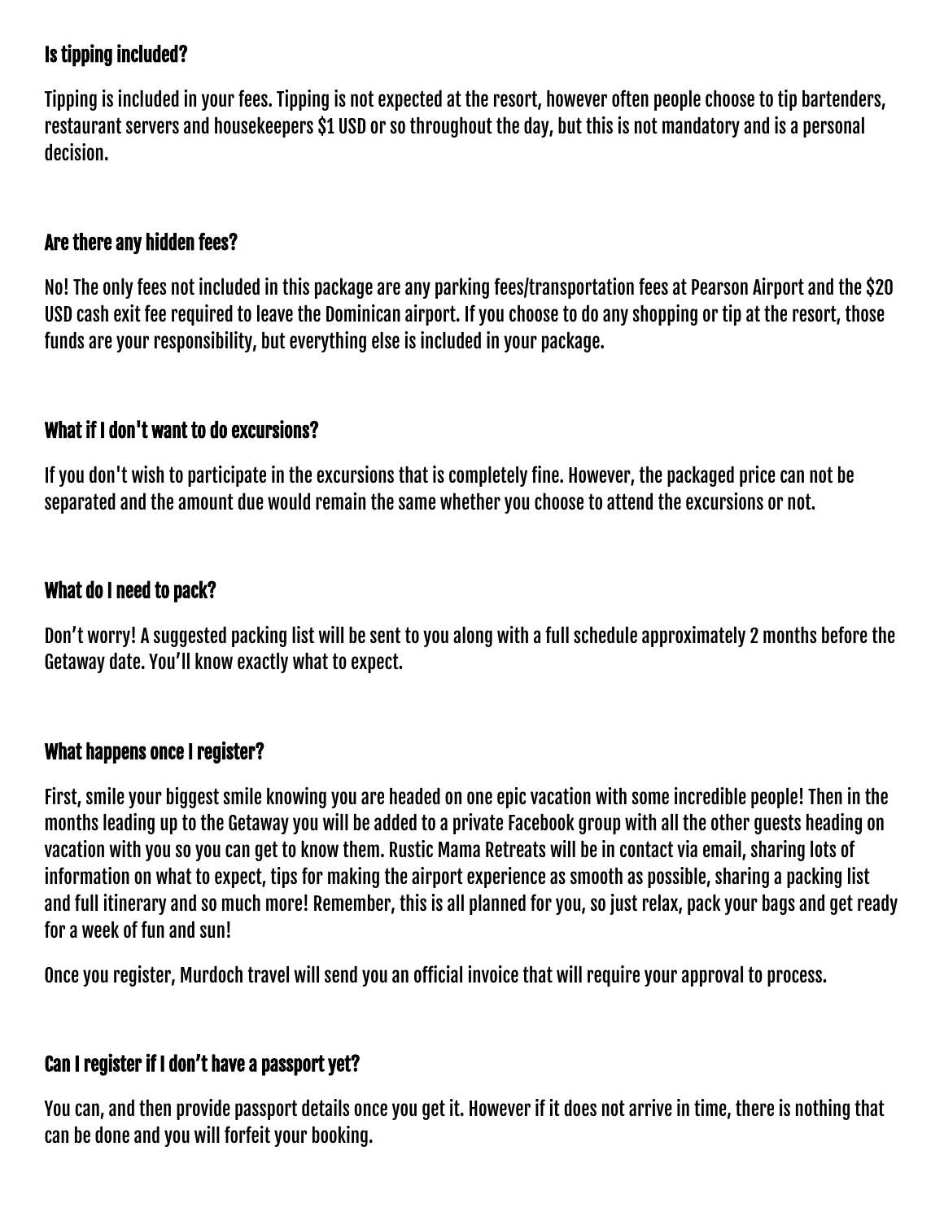### Is tipping included?

Tipping is included in your fees. Tipping is not expected at the resort, however often people choose to tip bartenders, restaurant servers and housekeepers $1 USD or so throughout the day, but this is not mandatory and is a personal decision.

### Are there any hidden fees?

No! The only fees not included in this package are any parking fees/transportation fees at Pearson Airport and the $20 USD cash exit fee required to leave the Dominican airport. If you choose to do any shopping or tip at the resort, those funds are your responsibility, but everything else is included in your package.

### What if I don't want to do excursions?

If you don't wish to participate in the excursions that is completely fine. However, the packaged price can not be separated and the amount due would remain the same whether you choose to attend the excursions or not.

### What do I need to pack?

Don't worry! A suggested packing list will be sent to you along with a full schedule approximately 2 months before the Getaway date. You'll know exactly what to expect.

### What happens once I register?

First, smile your biggest smile knowing you are headed on one epic vacation with some incredible people! Then in the months leading up to the Getaway you will be added to a private Facebook group with all the other guests heading on vacation with you so you can get to know them. Rustic Mama Retreats will be in contact via email, sharing lots of information on what to expect, tips for making the airport experience as smooth as possible, sharing a packing list and full itinerary and so much more! Remember, this is all planned for you, so just relax, pack your bags and get ready for a week of fun and sun!

Once you register, Murdoch travel will send you an official invoice that will require your approval to process.

### Can I register if I don't have a passport yet?

You can, and then provide passport details once you get it. However if it does not arrive in time, there is nothing that can be done and you will forfeit your booking.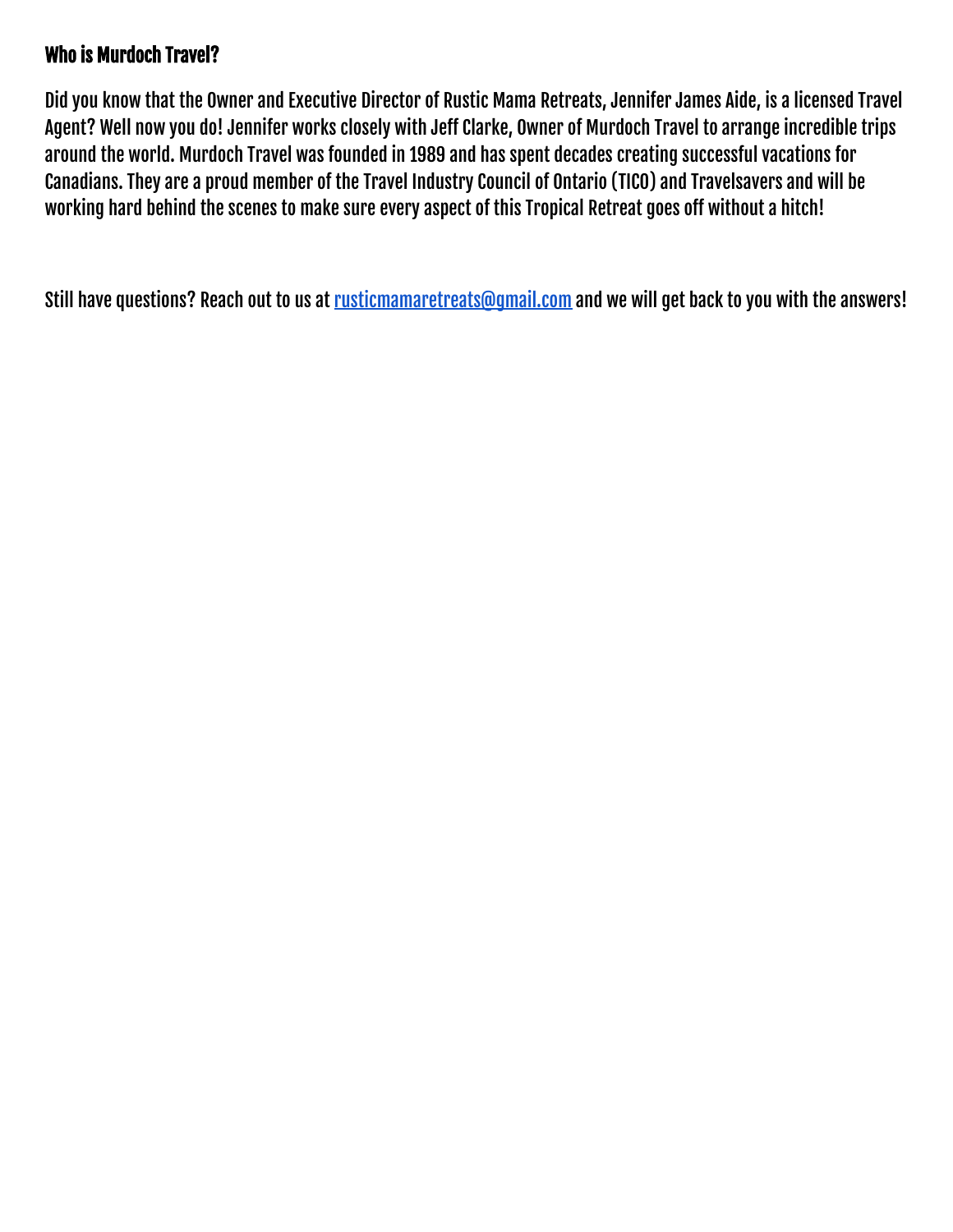### Who is Murdoch Travel?

Did you know that the Owner and Executive Director of Rustic Mama Retreats, Jennifer James Aide, is a licensed Travel Agent? Well now you do! Jennifer works closely with Jeff Clarke, Owner of Murdoch Travel to arrange incredible trips around the world. Murdoch Travel was founded in 1989 and has spent decades creating successful vacations for Canadians. They are a proud member of the Travel Industry Council of Ontario (TICO) and Travelsavers and will be working hard behind the scenes to make sure every aspect of this Tropical Retreat goes off without a hitch!

Still have questions? Reach out to us at [rusticmamaretreats@gmail.com](mailto:rusticmamaretreats@gmail.com) and we will get back to you with the answers!